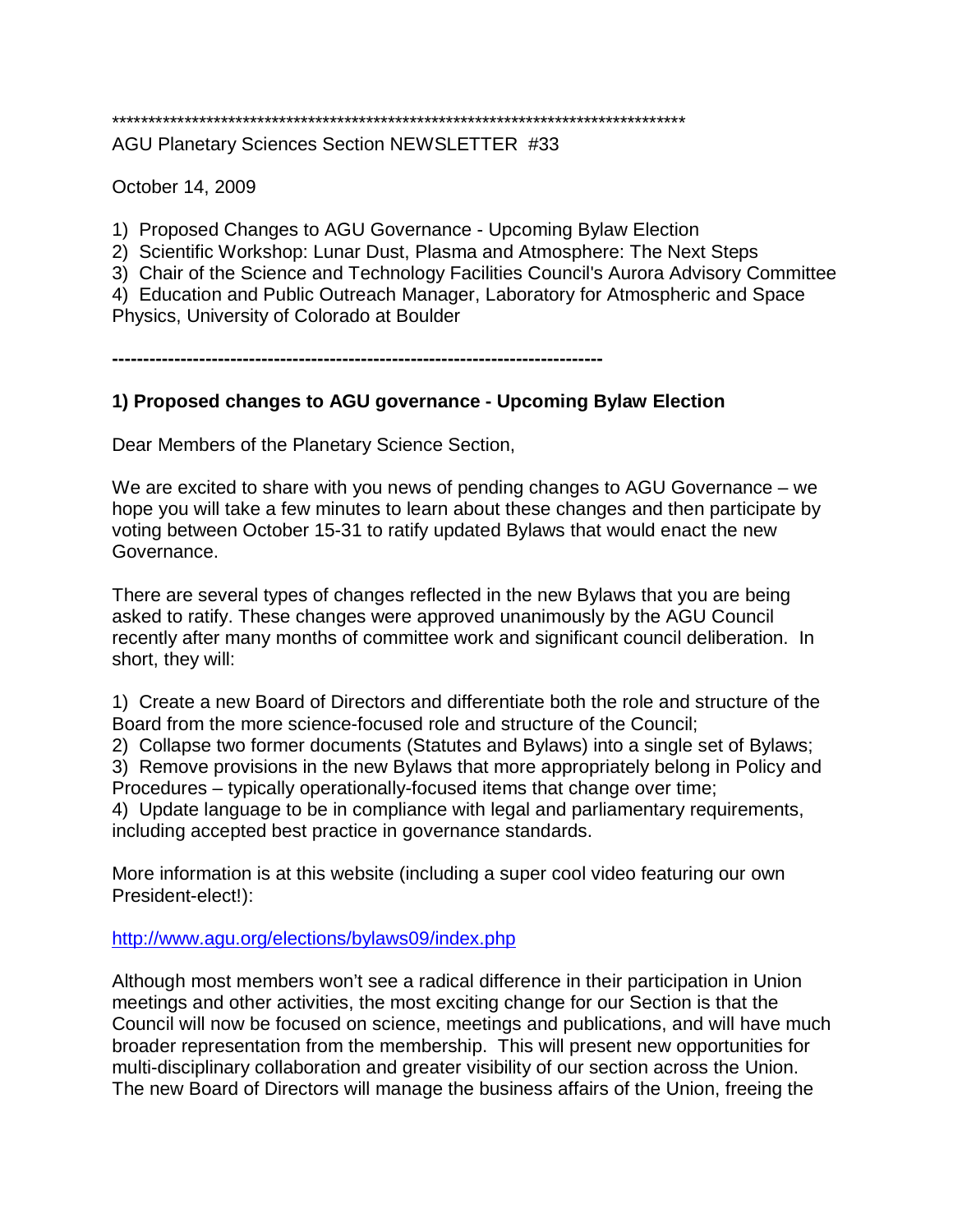********************************************************************************
AGU Planetary Sciences Section NEWSLETTER #33

October 14, 2009

1) Proposed Changes to AGU Governance - Upcoming Bylaw Election
2) Scientific Workshop: Lunar Dust, Plasma and Atmosphere: The Next Steps
3) Chair of the Science and Technology Facilities Council's Aurora Advisory Committee
4) Education and Public Outreach Manager, Laboratory for Atmospheric and Space Physics, University of Colorado at Boulder

---

**1) Proposed changes to AGU governance - Upcoming Bylaw Election**

Dear Members of the Planetary Science Section,

We are excited to share with you news of pending changes to AGU Governance – we hope you will take a few minutes to learn about these changes and then participate by voting between October 15-31 to ratify updated Bylaws that would enact the new Governance.

There are several types of changes reflected in the new Bylaws that you are being asked to ratify. These changes were approved unanimously by the AGU Council recently after many months of committee work and significant council deliberation. In short, they will:

1) Create a new Board of Directors and differentiate both the role and structure of the Board from the more science-focused role and structure of the Council;
2) Collapse two former documents (Statutes and Bylaws) into a single set of Bylaws;
3) Remove provisions in the new Bylaws that more appropriately belong in Policy and Procedures – typically operationally-focused items that change over time;
4) Update language to be in compliance with legal and parliamentary requirements, including accepted best practice in governance standards.

More information is at this website (including a super cool video featuring our own President-elect!):

[http://www.agu.org/elections/bylaws09/index.php](http://www.agu.org/elections/bylaws09/index.php)

Although most members won't see a radical difference in their participation in Union meetings and other activities, the most exciting change for our Section is that the Council will now be focused on science, meetings and publications, and will have much broader representation from the membership. This will present new opportunities for multi-disciplinary collaboration and greater visibility of our section across the Union. The new Board of Directors will manage the business affairs of the Union, freeing the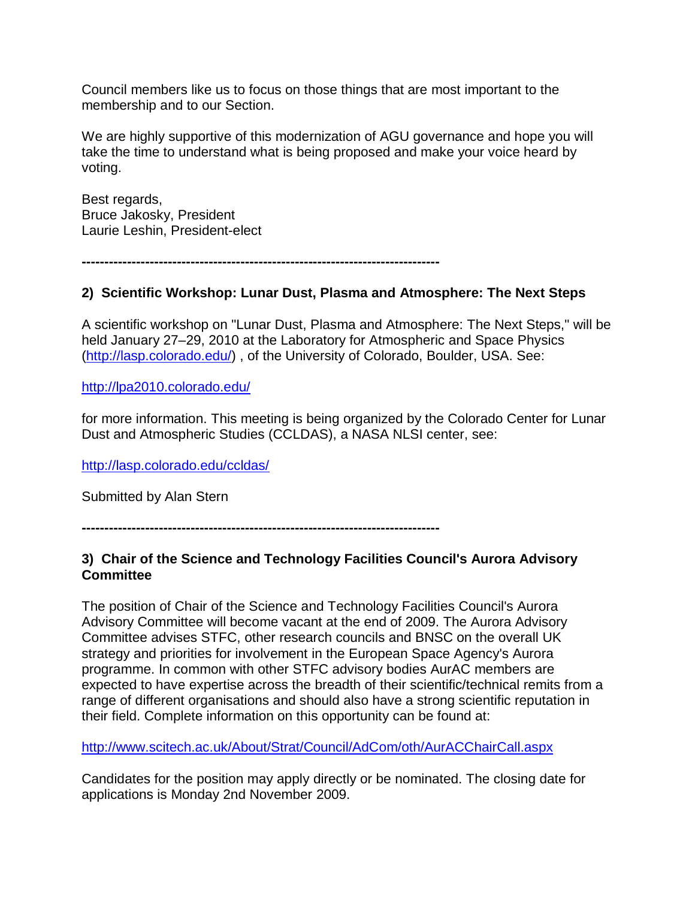Council members like us to focus on those things that are most important to the membership and to our Section.

We are highly supportive of this modernization of AGU governance and hope you will take the time to understand what is being proposed and make your voice heard by voting.

Best regards,
Bruce Jakosky, President
Laurie Leshin, President-elect

---

**2) Scientific Workshop: Lunar Dust, Plasma and Atmosphere: The Next Steps**

A scientific workshop on "Lunar Dust, Plasma and Atmosphere: The Next Steps," will be held January 27–29, 2010 at the Laboratory for Atmospheric and Space Physics (http://lasp.colorado.edu/) , of the University of Colorado, Boulder, USA. See:

http://lpa2010.colorado.edu/

for more information. This meeting is being organized by the Colorado Center for Lunar Dust and Atmospheric Studies (CCLDAS), a NASA NLSI center, see:

http://lasp.colorado.edu/ccldas/

Submitted by Alan Stern

---

**3) Chair of the Science and Technology Facilities Council's Aurora Advisory Committee**

The position of Chair of the Science and Technology Facilities Council's Aurora Advisory Committee will become vacant at the end of 2009. The Aurora Advisory Committee advises STFC, other research councils and BNSC on the overall UK strategy and priorities for involvement in the European Space Agency's Aurora programme. In common with other STFC advisory bodies AurAC members are expected to have expertise across the breadth of their scientific/technical remits from a range of different organisations and should also have a strong scientific reputation in their field. Complete information on this opportunity can be found at:

http://www.scitech.ac.uk/About/Strat/Council/AdCom/oth/AurACChairCall.aspx

Candidates for the position may apply directly or be nominated. The closing date for applications is Monday 2nd November 2009.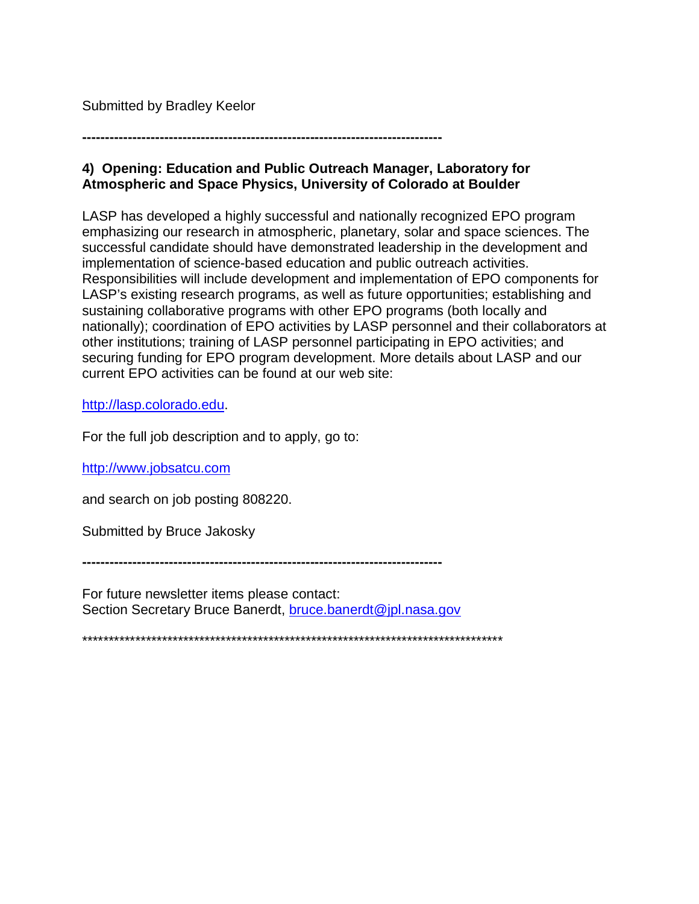Submitted by Bradley Keelor

-------------------------------------------------------------------------------

**4) Opening: Education and Public Outreach Manager, Laboratory for Atmospheric and Space Physics, University of Colorado at Boulder**

LASP has developed a highly successful and nationally recognized EPO program emphasizing our research in atmospheric, planetary, solar and space sciences. The successful candidate should have demonstrated leadership in the development and implementation of science-based education and public outreach activities. Responsibilities will include development and implementation of EPO components for LASP's existing research programs, as well as future opportunities; establishing and sustaining collaborative programs with other EPO programs (both locally and nationally); coordination of EPO activities by LASP personnel and their collaborators at other institutions; training of LASP personnel participating in EPO activities; and securing funding for EPO program development. More details about LASP and our current EPO activities can be found at our web site:

http://lasp.colorado.edu.

For the full job description and to apply, go to:

http://www.jobsatcu.com

and search on job posting 808220.

Submitted by Bruce Jakosky

-------------------------------------------------------------------------------

For future newsletter items please contact:
Section Secretary Bruce Banerdt, bruce.banerdt@jpl.nasa.gov

*********************************************************************************